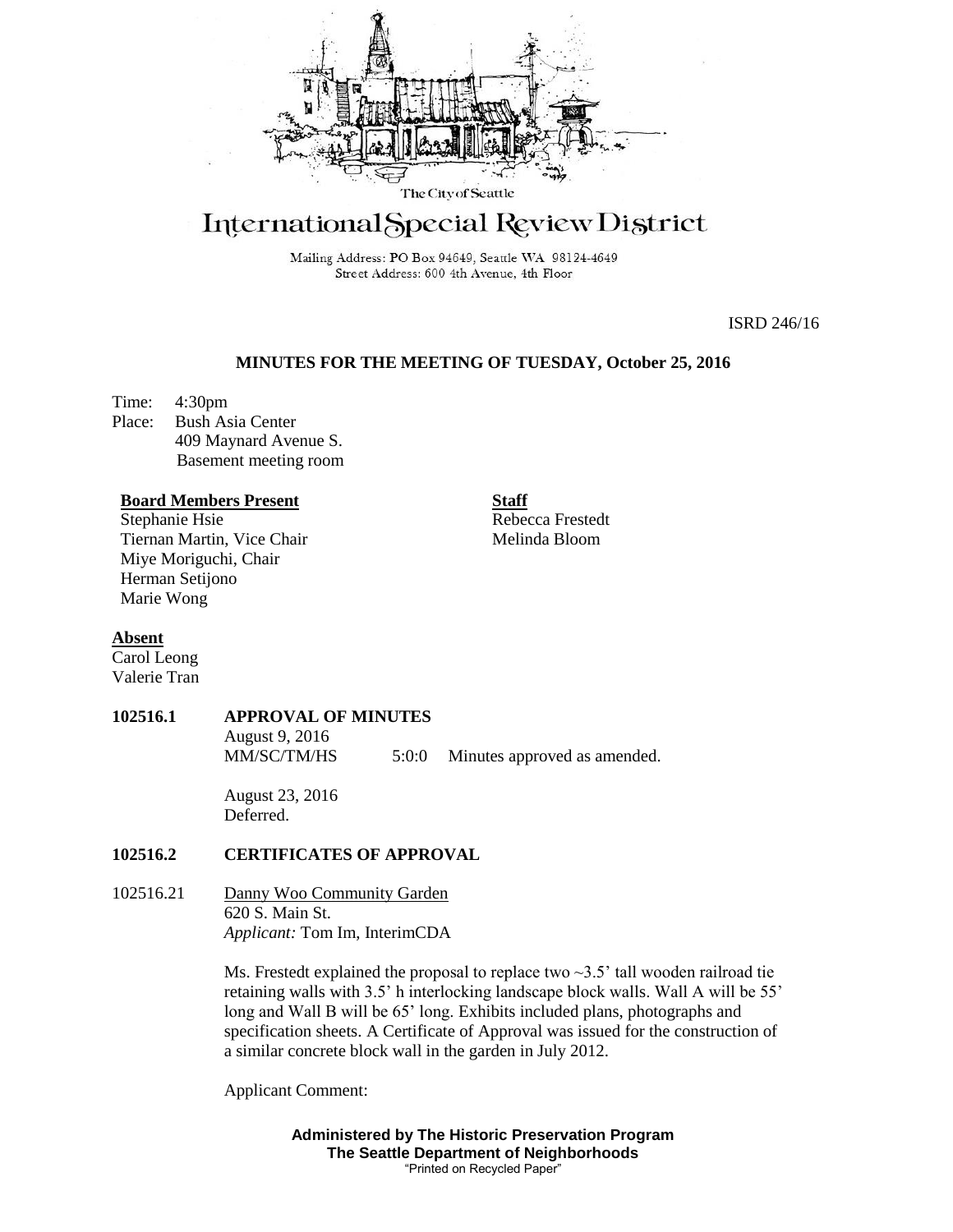The City of Seattle

# International Special Review District

Mailing Address: PO Box 94649, Seattle WA 98124-4649
Street Address: 600 4th Avenue, 4th Floor

ISRD 246/16

## MINUTES FOR THE MEETING OF TUESDAY, October 25, 2016

Time: 4:30pm
Place: Bush Asia Center
409 Maynard Avenue S.
Basement meeting room

**Board Members Present**
Stephanie Hsie
Tiernan Martin, Vice Chair
Miye Moriguchi, Chair
Herman Setijono
Marie Wong

**Staff**
Rebecca Frestedt
Melinda Bloom

**Absent**
Carol Leong
Valerie Tran

**102516.1 APPROVAL OF MINUTES**

August 9, 2016
MM/SC/TM/HS 5:0:0 Minutes approved as amended.

August 23, 2016
Deferred.

**102516.2 CERTIFICATES OF APPROVAL**

102516.21 Danny Woo Community Garden
620 S. Main St.
*Applicant:* Tom Im, InterimCDA

Ms. Frestedt explained the proposal to replace two ~3.5' tall wooden railroad tie retaining walls with 3.5' h interlocking landscape block walls. Wall A will be 55' long and Wall B will be 65' long. Exhibits included plans, photographs and specification sheets. A Certificate of Approval was issued for the construction of a similar concrete block wall in the garden in July 2012.

Applicant Comment:

**Administered by The Historic Preservation Program**
**The Seattle Department of Neighborhoods**
"Printed on Recycled Paper"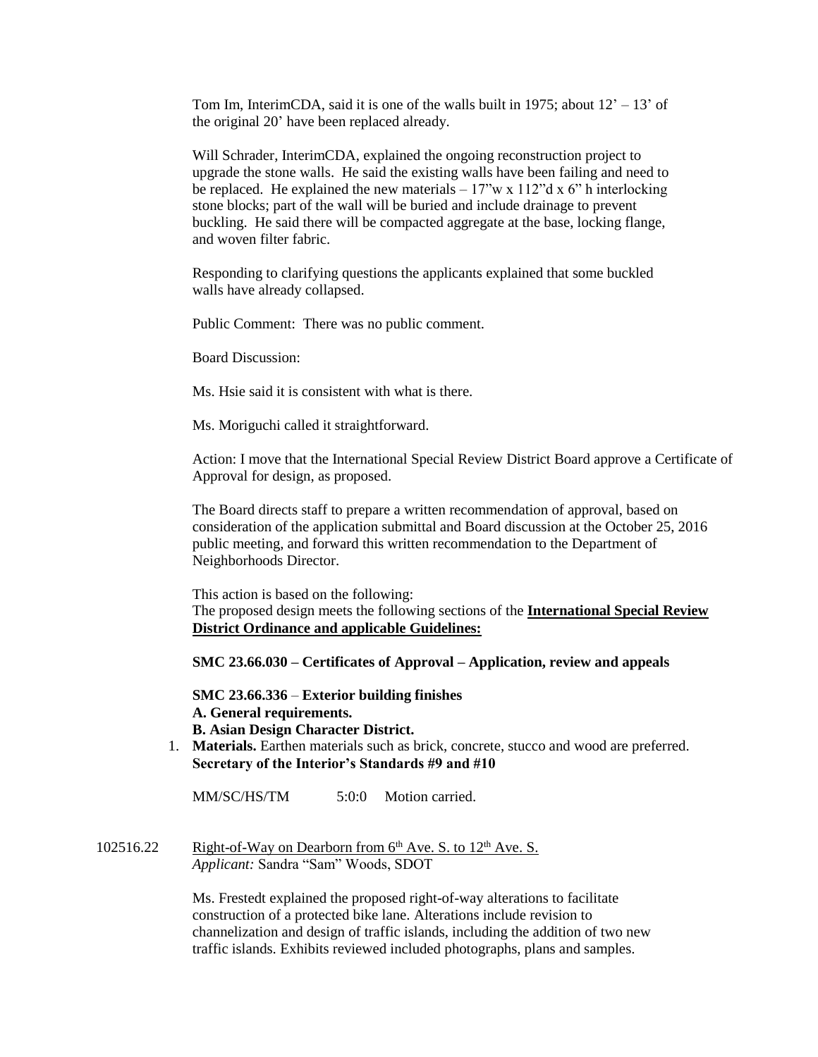Tom Im, InterimCDA, said it is one of the walls built in 1975; about 12' – 13' of the original 20' have been replaced already.

Will Schrader, InterimCDA, explained the ongoing reconstruction project to upgrade the stone walls. He said the existing walls have been failing and need to be replaced. He explained the new materials – 17"w x 112"d x 6" h interlocking stone blocks; part of the wall will be buried and include drainage to prevent buckling. He said there will be compacted aggregate at the base, locking flange, and woven filter fabric.

Responding to clarifying questions the applicants explained that some buckled walls have already collapsed.

Public Comment: There was no public comment.

Board Discussion:

Ms. Hsie said it is consistent with what is there.

Ms. Moriguchi called it straightforward.

Action: I move that the International Special Review District Board approve a Certificate of Approval for design, as proposed.

The Board directs staff to prepare a written recommendation of approval, based on consideration of the application submittal and Board discussion at the October 25, 2016 public meeting, and forward this written recommendation to the Department of Neighborhoods Director.

This action is based on the following:
The proposed design meets the following sections of the **International Special Review District Ordinance and applicable Guidelines:**

**SMC 23.66.030 – Certificates of Approval – Application, review and appeals**

**SMC 23.66.336 – Exterior building finishes**
**A. General requirements.**
**B. Asian Design Character District.**

1. **Materials.** Earthen materials such as brick, concrete, stucco and wood are preferred.

**Secretary of the Interior's Standards #9 and #10**

MM/SC/HS/TM 5:0:0 Motion carried.

102516.22 Right-of-Way on Dearborn from 6th Ave. S. to 12th Ave. S.
*Applicant:* Sandra "Sam" Woods, SDOT

Ms. Frestedt explained the proposed right-of-way alterations to facilitate construction of a protected bike lane. Alterations include revision to channelization and design of traffic islands, including the addition of two new traffic islands. Exhibits reviewed included photographs, plans and samples.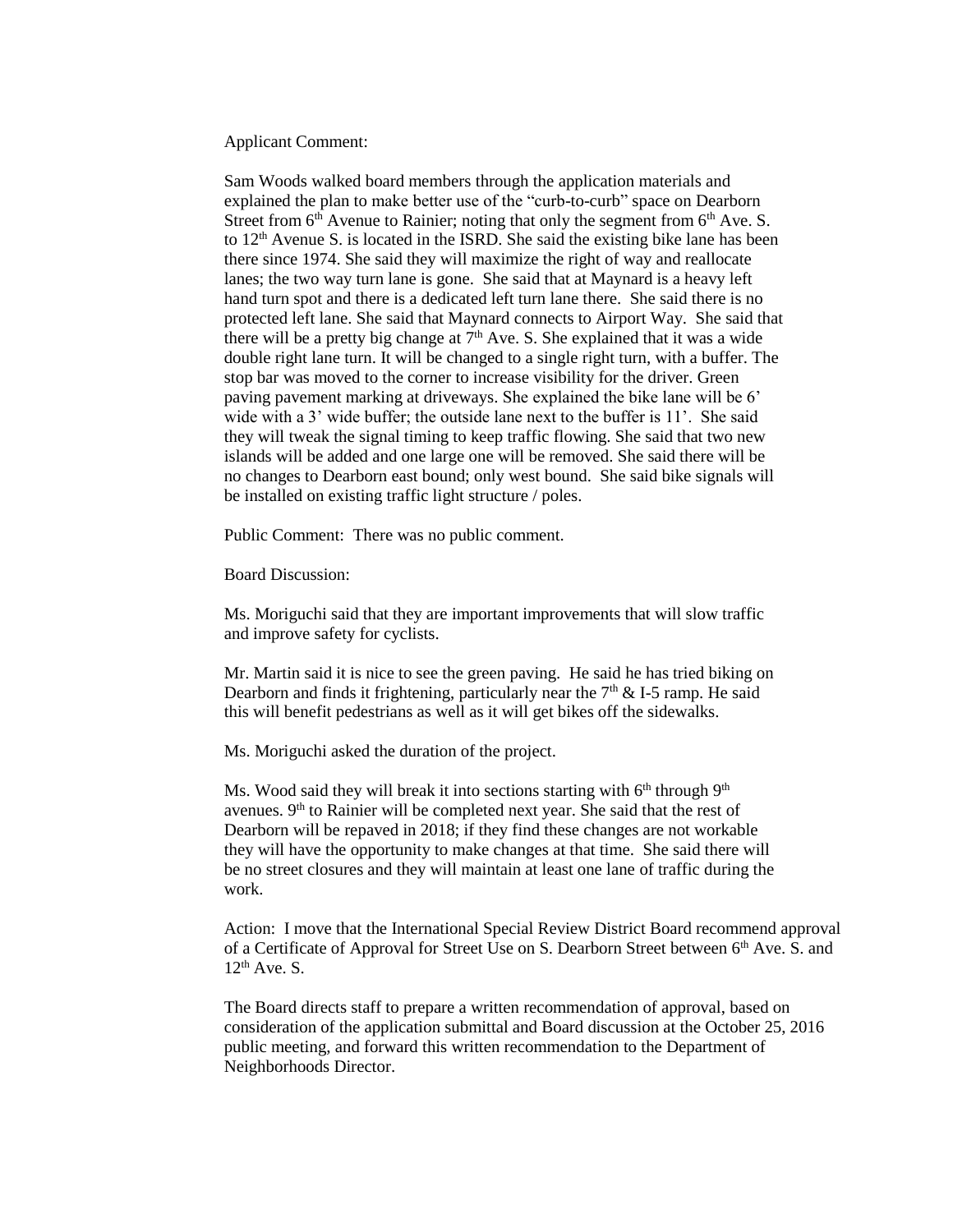Applicant Comment:

Sam Woods walked board members through the application materials and explained the plan to make better use of the "curb-to-curb" space on Dearborn Street from 6th Avenue to Rainier; noting that only the segment from 6th Ave. S. to 12th Avenue S. is located in the ISRD. She said the existing bike lane has been there since 1974. She said they will maximize the right of way and reallocate lanes; the two way turn lane is gone. She said that at Maynard is a heavy left hand turn spot and there is a dedicated left turn lane there. She said there is no protected left lane. She said that Maynard connects to Airport Way. She said that there will be a pretty big change at 7th Ave. S. She explained that it was a wide double right lane turn. It will be changed to a single right turn, with a buffer. The stop bar was moved to the corner to increase visibility for the driver. Green paving pavement marking at driveways. She explained the bike lane will be 6' wide with a 3' wide buffer; the outside lane next to the buffer is 11'. She said they will tweak the signal timing to keep traffic flowing. She said that two new islands will be added and one large one will be removed. She said there will be no changes to Dearborn east bound; only west bound. She said bike signals will be installed on existing traffic light structure / poles.

Public Comment: There was no public comment.

Board Discussion:

Ms. Moriguchi said that they are important improvements that will slow traffic and improve safety for cyclists.

Mr. Martin said it is nice to see the green paving. He said he has tried biking on Dearborn and finds it frightening, particularly near the 7th & I-5 ramp. He said this will benefit pedestrians as well as it will get bikes off the sidewalks.

Ms. Moriguchi asked the duration of the project.

Ms. Wood said they will break it into sections starting with 6th through 9th avenues. 9th to Rainier will be completed next year. She said that the rest of Dearborn will be repaved in 2018; if they find these changes are not workable they will have the opportunity to make changes at that time. She said there will be no street closures and they will maintain at least one lane of traffic during the work.

Action: I move that the International Special Review District Board recommend approval of a Certificate of Approval for Street Use on S. Dearborn Street between 6th Ave. S. and 12th Ave. S.

The Board directs staff to prepare a written recommendation of approval, based on consideration of the application submittal and Board discussion at the October 25, 2016 public meeting, and forward this written recommendation to the Department of Neighborhoods Director.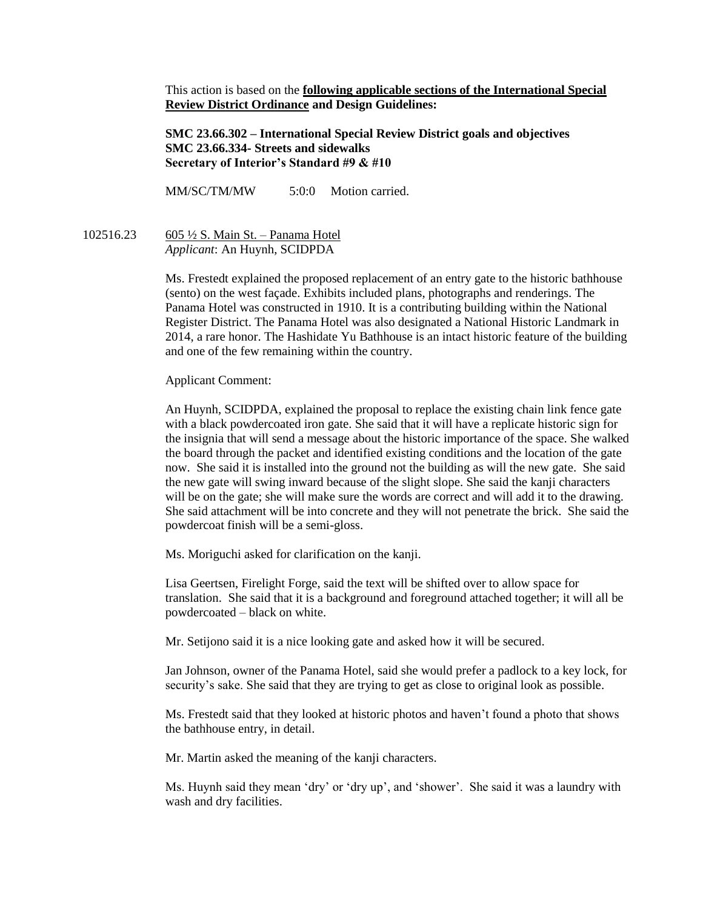This action is based on the **following applicable sections of the International Special Review District Ordinance and Design Guidelines:**

**SMC 23.66.302 – International Special Review District goals and objectives**
**SMC 23.66.334- Streets and sidewalks**
**Secretary of Interior's Standard #9 & #10**

MM/SC/TM/MW 5:0:0 Motion carried.

102516.23 605 ½ S. Main St. – Panama Hotel
*Applicant*: An Huynh, SCIDPDA

Ms. Frestedt explained the proposed replacement of an entry gate to the historic bathhouse (sento) on the west façade. Exhibits included plans, photographs and renderings. The Panama Hotel was constructed in 1910. It is a contributing building within the National Register District. The Panama Hotel was also designated a National Historic Landmark in 2014, a rare honor. The Hashidate Yu Bathhouse is an intact historic feature of the building and one of the few remaining within the country.

Applicant Comment:

An Huynh, SCIDPDA, explained the proposal to replace the existing chain link fence gate with a black powdercoated iron gate. She said that it will have a replicate historic sign for the insignia that will send a message about the historic importance of the space. She walked the board through the packet and identified existing conditions and the location of the gate now. She said it is installed into the ground not the building as will the new gate. She said the new gate will swing inward because of the slight slope. She said the kanji characters will be on the gate; she will make sure the words are correct and will add it to the drawing. She said attachment will be into concrete and they will not penetrate the brick. She said the powdercoat finish will be a semi-gloss.

Ms. Moriguchi asked for clarification on the kanji.

Lisa Geertsen, Firelight Forge, said the text will be shifted over to allow space for translation. She said that it is a background and foreground attached together; it will all be powdercoated – black on white.

Mr. Setijono said it is a nice looking gate and asked how it will be secured.

Jan Johnson, owner of the Panama Hotel, said she would prefer a padlock to a key lock, for security's sake. She said that they are trying to get as close to original look as possible.

Ms. Frestedt said that they looked at historic photos and haven't found a photo that shows the bathhouse entry, in detail.

Mr. Martin asked the meaning of the kanji characters.

Ms. Huynh said they mean 'dry' or 'dry up', and 'shower'. She said it was a laundry with wash and dry facilities.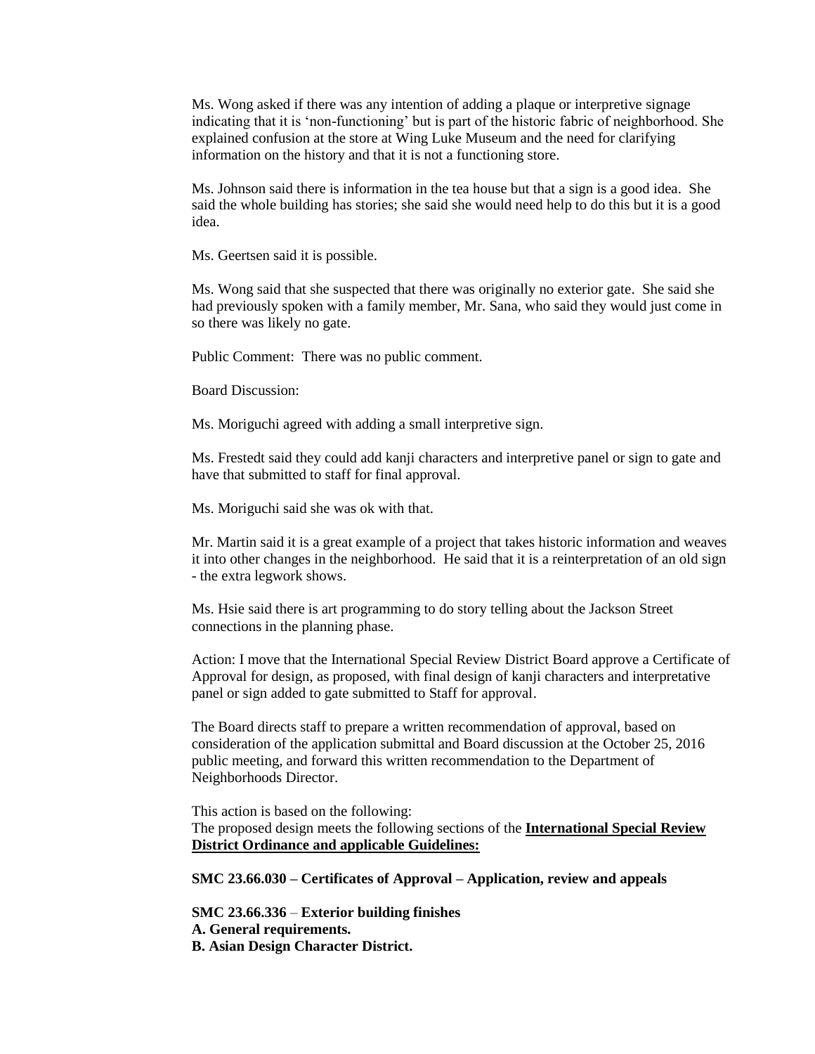Ms. Wong asked if there was any intention of adding a plaque or interpretive signage indicating that it is 'non-functioning' but is part of the historic fabric of neighborhood. She explained confusion at the store at Wing Luke Museum and the need for clarifying information on the history and that it is not a functioning store.

Ms. Johnson said there is information in the tea house but that a sign is a good idea. She said the whole building has stories; she said she would need help to do this but it is a good idea.

Ms. Geertsen said it is possible.

Ms. Wong said that she suspected that there was originally no exterior gate. She said she had previously spoken with a family member, Mr. Sana, who said they would just come in so there was likely no gate.

Public Comment: There was no public comment.

Board Discussion:

Ms. Moriguchi agreed with adding a small interpretive sign.

Ms. Frestedt said they could add kanji characters and interpretive panel or sign to gate and have that submitted to staff for final approval.

Ms. Moriguchi said she was ok with that.

Mr. Martin said it is a great example of a project that takes historic information and weaves it into other changes in the neighborhood. He said that it is a reinterpretation of an old sign - the extra legwork shows.

Ms. Hsie said there is art programming to do story telling about the Jackson Street connections in the planning phase.

Action: I move that the International Special Review District Board approve a Certificate of Approval for design, as proposed, with final design of kanji characters and interpretative panel or sign added to gate submitted to Staff for approval.

The Board directs staff to prepare a written recommendation of approval, based on consideration of the application submittal and Board discussion at the October 25, 2016 public meeting, and forward this written recommendation to the Department of Neighborhoods Director.

This action is based on the following:
The proposed design meets the following sections of the **International Special Review District Ordinance and applicable Guidelines:**

**SMC 23.66.030 – Certificates of Approval – Application, review and appeals**

**SMC 23.66.336 – Exterior building finishes**
**A. General requirements.**
**B. Asian Design Character District.**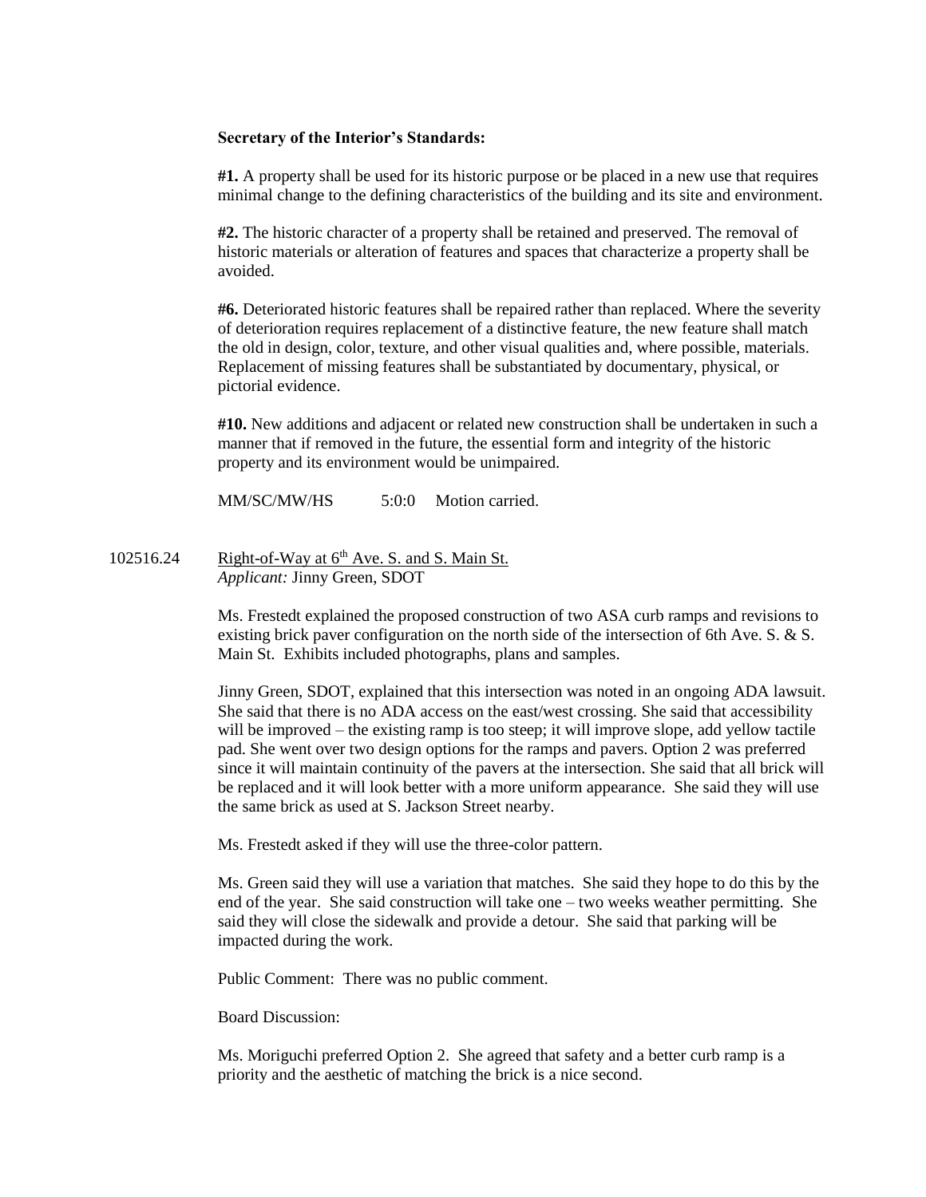**Secretary of the Interior's Standards:**

**#1.** A property shall be used for its historic purpose or be placed in a new use that requires minimal change to the defining characteristics of the building and its site and environment.

**#2.** The historic character of a property shall be retained and preserved. The removal of historic materials or alteration of features and spaces that characterize a property shall be avoided.

**#6.** Deteriorated historic features shall be repaired rather than replaced. Where the severity of deterioration requires replacement of a distinctive feature, the new feature shall match the old in design, color, texture, and other visual qualities and, where possible, materials. Replacement of missing features shall be substantiated by documentary, physical, or pictorial evidence.

**#10.** New additions and adjacent or related new construction shall be undertaken in such a manner that if removed in the future, the essential form and integrity of the historic property and its environment would be unimpaired.

MM/SC/MW/HS 5:0:0 Motion carried.

102516.24 Right-of-Way at 6th Ave. S. and S. Main St.
*Applicant:* Jinny Green, SDOT

Ms. Frestedt explained the proposed construction of two ASA curb ramps and revisions to existing brick paver configuration on the north side of the intersection of 6th Ave. S. & S. Main St. Exhibits included photographs, plans and samples.

Jinny Green, SDOT, explained that this intersection was noted in an ongoing ADA lawsuit. She said that there is no ADA access on the east/west crossing. She said that accessibility will be improved – the existing ramp is too steep; it will improve slope, add yellow tactile pad. She went over two design options for the ramps and pavers. Option 2 was preferred since it will maintain continuity of the pavers at the intersection. She said that all brick will be replaced and it will look better with a more uniform appearance. She said they will use the same brick as used at S. Jackson Street nearby.

Ms. Frestedt asked if they will use the three-color pattern.

Ms. Green said they will use a variation that matches. She said they hope to do this by the end of the year. She said construction will take one – two weeks weather permitting. She said they will close the sidewalk and provide a detour. She said that parking will be impacted during the work.

Public Comment: There was no public comment.

Board Discussion:

Ms. Moriguchi preferred Option 2. She agreed that safety and a better curb ramp is a priority and the aesthetic of matching the brick is a nice second.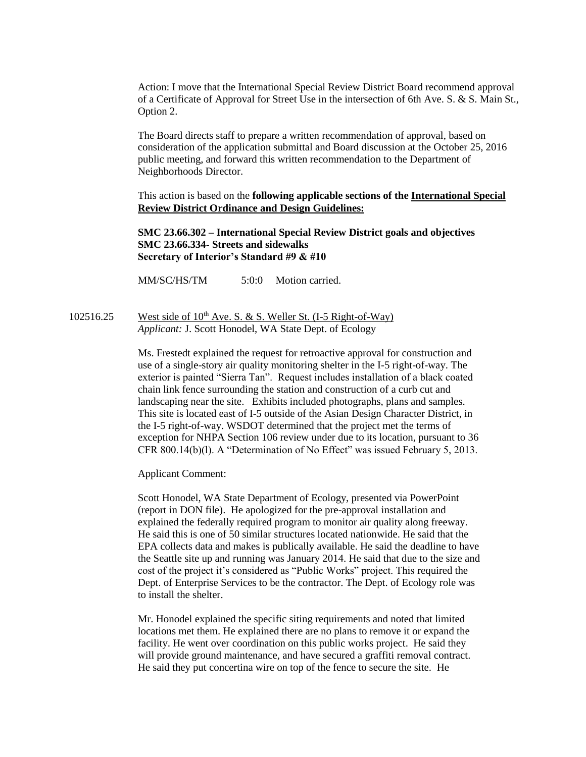Action: I move that the International Special Review District Board recommend approval of a Certificate of Approval for Street Use in the intersection of 6th Ave. S. & S. Main St., Option 2.

The Board directs staff to prepare a written recommendation of approval, based on consideration of the application submittal and Board discussion at the October 25, 2016 public meeting, and forward this written recommendation to the Department of Neighborhoods Director.

This action is based on the **following applicable sections of the <u>International Special Review District Ordinance and Design Guidelines:</u>**

**SMC 23.66.302 – International Special Review District goals and objectives**
**SMC 23.66.334- Streets and sidewalks**
**Secretary of Interior's Standard #9 & #10**

MM/SC/HS/TM 5:0:0 Motion carried.

102516.25 <u>West side of 10th Ave. S. & S. Weller St. (I-5 Right-of-Way)</u>
*Applicant:* J. Scott Honodel, WA State Dept. of Ecology

Ms. Frestedt explained the request for retroactive approval for construction and use of a single-story air quality monitoring shelter in the I-5 right-of-way. The exterior is painted "Sierra Tan". Request includes installation of a black coated chain link fence surrounding the station and construction of a curb cut and landscaping near the site. Exhibits included photographs, plans and samples. This site is located east of I-5 outside of the Asian Design Character District, in the I-5 right-of-way. WSDOT determined that the project met the terms of exception for NHPA Section 106 review under due to its location, pursuant to 36 CFR 800.14(b)(l). A "Determination of No Effect" was issued February 5, 2013.

Applicant Comment:

Scott Honodel, WA State Department of Ecology, presented via PowerPoint (report in DON file). He apologized for the pre-approval installation and explained the federally required program to monitor air quality along freeway. He said this is one of 50 similar structures located nationwide. He said that the EPA collects data and makes is publically available. He said the deadline to have the Seattle site up and running was January 2014. He said that due to the size and cost of the project it's considered as "Public Works" project. This required the Dept. of Enterprise Services to be the contractor. The Dept. of Ecology role was to install the shelter.

Mr. Honodel explained the specific siting requirements and noted that limited locations met them. He explained there are no plans to remove it or expand the facility. He went over coordination on this public works project. He said they will provide ground maintenance, and have secured a graffiti removal contract. He said they put concertina wire on top of the fence to secure the site. He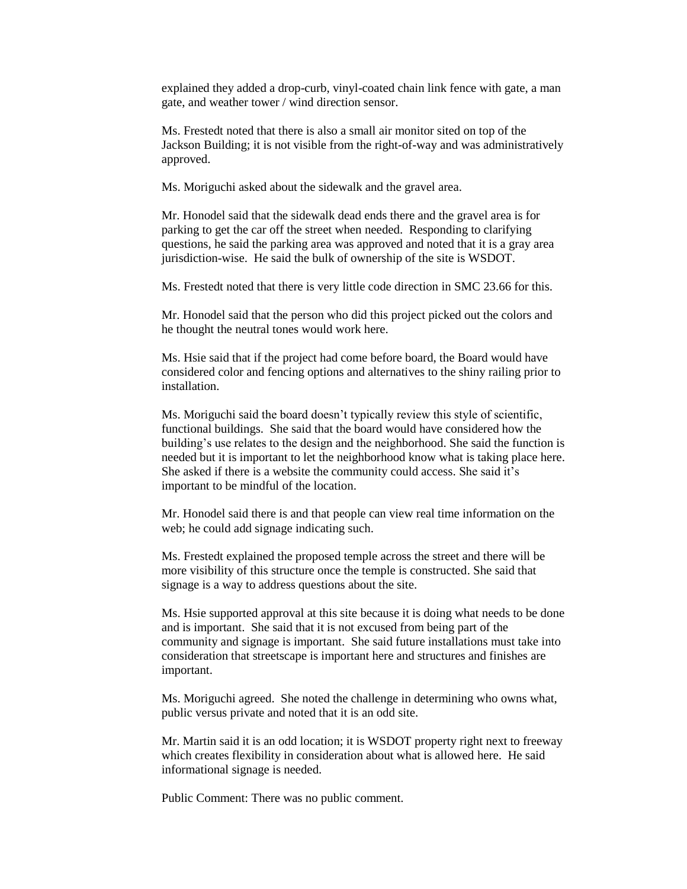explained they added a drop-curb, vinyl-coated chain link fence with gate, a man gate, and weather tower / wind direction sensor.

Ms. Frestedt noted that there is also a small air monitor sited on top of the Jackson Building; it is not visible from the right-of-way and was administratively approved.

Ms. Moriguchi asked about the sidewalk and the gravel area.

Mr. Honodel said that the sidewalk dead ends there and the gravel area is for parking to get the car off the street when needed. Responding to clarifying questions, he said the parking area was approved and noted that it is a gray area jurisdiction-wise. He said the bulk of ownership of the site is WSDOT.

Ms. Frestedt noted that there is very little code direction in SMC 23.66 for this.

Mr. Honodel said that the person who did this project picked out the colors and he thought the neutral tones would work here.

Ms. Hsie said that if the project had come before board, the Board would have considered color and fencing options and alternatives to the shiny railing prior to installation.

Ms. Moriguchi said the board doesn't typically review this style of scientific, functional buildings. She said that the board would have considered how the building's use relates to the design and the neighborhood. She said the function is needed but it is important to let the neighborhood know what is taking place here. She asked if there is a website the community could access. She said it's important to be mindful of the location.

Mr. Honodel said there is and that people can view real time information on the web; he could add signage indicating such.

Ms. Frestedt explained the proposed temple across the street and there will be more visibility of this structure once the temple is constructed. She said that signage is a way to address questions about the site.

Ms. Hsie supported approval at this site because it is doing what needs to be done and is important. She said that it is not excused from being part of the community and signage is important. She said future installations must take into consideration that streetscape is important here and structures and finishes are important.

Ms. Moriguchi agreed. She noted the challenge in determining who owns what, public versus private and noted that it is an odd site.

Mr. Martin said it is an odd location; it is WSDOT property right next to freeway which creates flexibility in consideration about what is allowed here. He said informational signage is needed.

Public Comment: There was no public comment.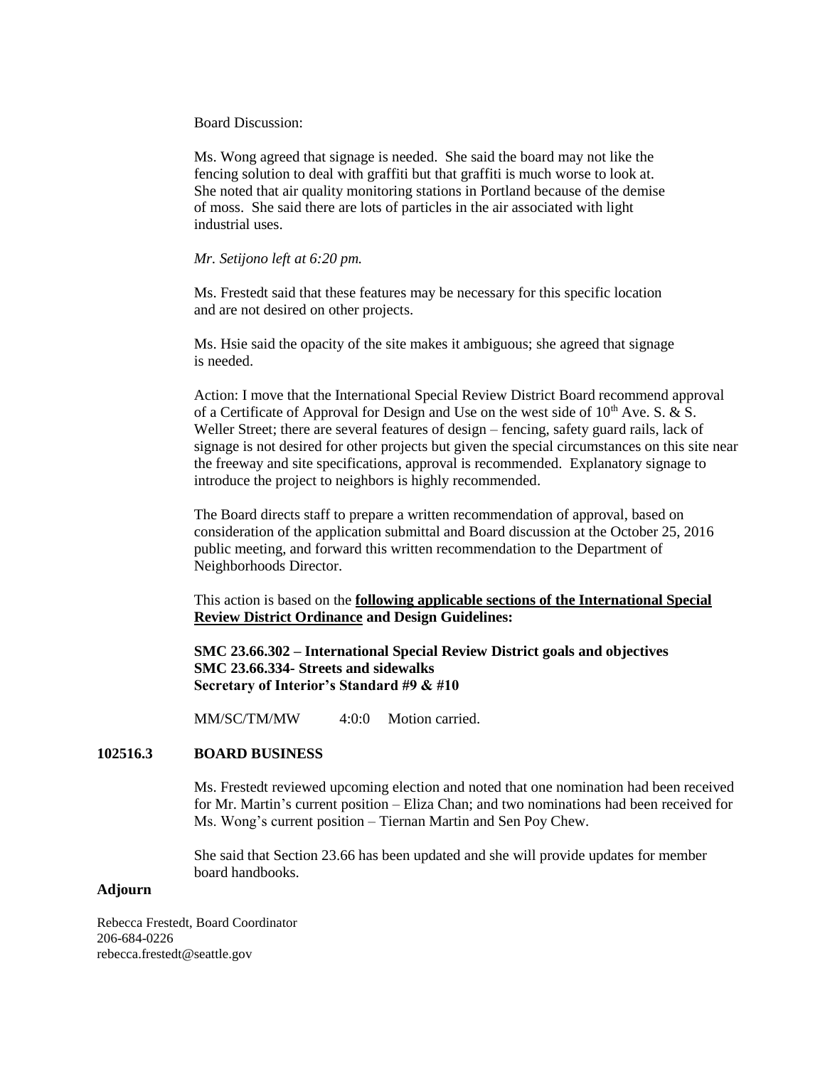Board Discussion:

Ms. Wong agreed that signage is needed. She said the board may not like the fencing solution to deal with graffiti but that graffiti is much worse to look at. She noted that air quality monitoring stations in Portland because of the demise of moss. She said there are lots of particles in the air associated with light industrial uses.

*Mr. Setijono left at 6:20 pm.*

Ms. Frestedt said that these features may be necessary for this specific location and are not desired on other projects.

Ms. Hsie said the opacity of the site makes it ambiguous; she agreed that signage is needed.

Action: I move that the International Special Review District Board recommend approval of a Certificate of Approval for Design and Use on the west side of 10th Ave. S. & S. Weller Street; there are several features of design – fencing, safety guard rails, lack of signage is not desired for other projects but given the special circumstances on this site near the freeway and site specifications, approval is recommended. Explanatory signage to introduce the project to neighbors is highly recommended.

The Board directs staff to prepare a written recommendation of approval, based on consideration of the application submittal and Board discussion at the October 25, 2016 public meeting, and forward this written recommendation to the Department of Neighborhoods Director.

This action is based on the **following applicable sections of the International Special Review District Ordinance and Design Guidelines:**

**SMC 23.66.302 – International Special Review District goals and objectives**
**SMC 23.66.334- Streets and sidewalks**
**Secretary of Interior's Standard #9 & #10**

MM/SC/TM/MW 4:0:0 Motion carried.

## 102516.3 BOARD BUSINESS

Ms. Frestedt reviewed upcoming election and noted that one nomination had been received for Mr. Martin's current position – Eliza Chan; and two nominations had been received for Ms. Wong's current position – Tiernan Martin and Sen Poy Chew.

She said that Section 23.66 has been updated and she will provide updates for member board handbooks.

## Adjourn

Rebecca Frestedt, Board Coordinator
206-684-0226
rebecca.frestedt@seattle.gov